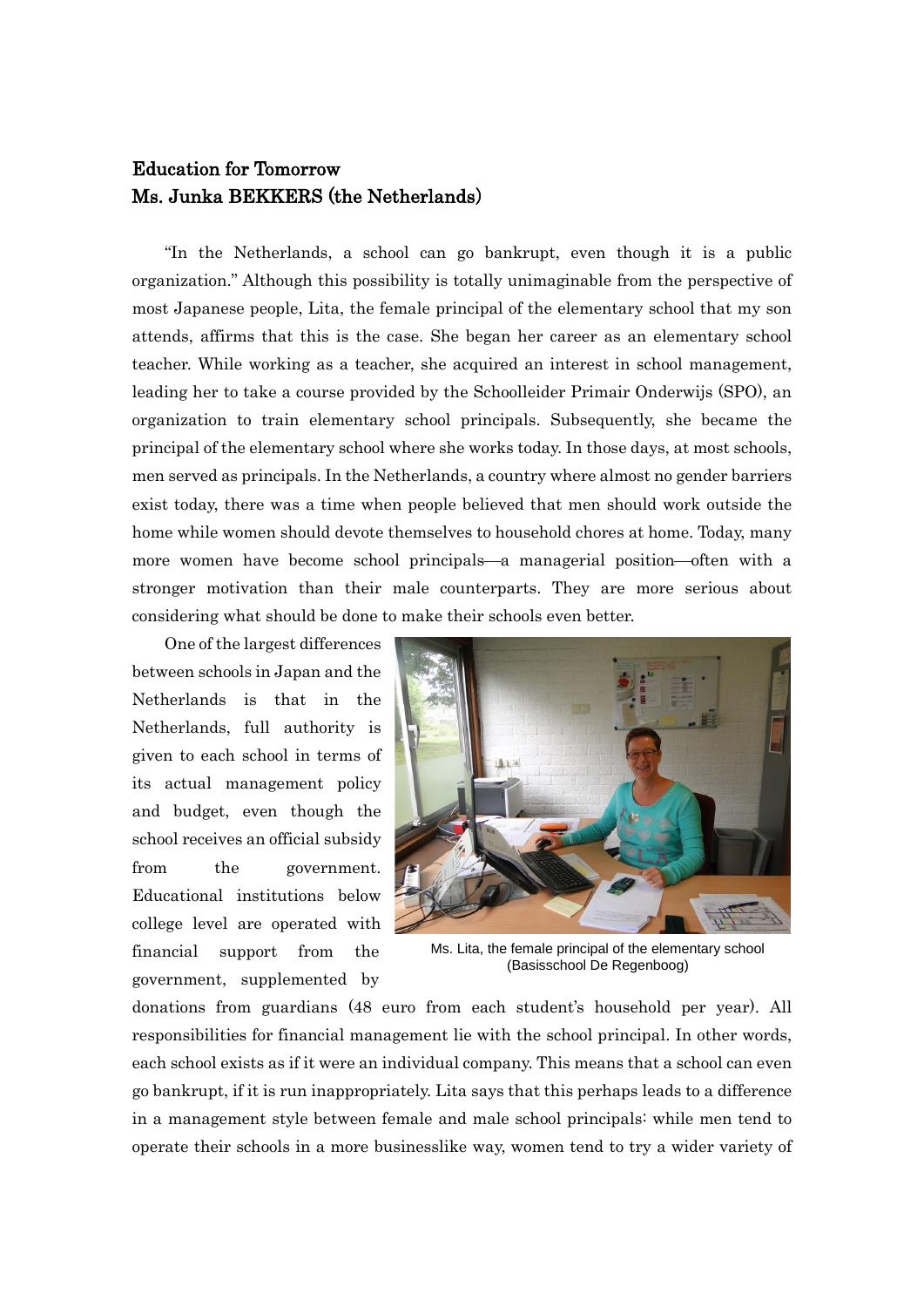# Education for Tomorrow
## Ms. Junka BEKKERS (the Netherlands)

"In the Netherlands, a school can go bankrupt, even though it is a public organization." Although this possibility is totally unimaginable from the perspective of most Japanese people, Lita, the female principal of the elementary school that my son attends, affirms that this is the case. She began her career as an elementary school teacher. While working as a teacher, she acquired an interest in school management, leading her to take a course provided by the Schoolleider Primair Onderwijs (SPO), an organization to train elementary school principals. Subsequently, she became the principal of the elementary school where she works today. In those days, at most schools, men served as principals. In the Netherlands, a country where almost no gender barriers exist today, there was a time when people believed that men should work outside the home while women should devote themselves to household chores at home. Today, many more women have become school principals—a managerial position—often with a stronger motivation than their male counterparts. They are more serious about considering what should be done to make their schools even better.

One of the largest differences between schools in Japan and the Netherlands is that in the Netherlands, full authority is given to each school in terms of its actual management policy and budget, even though the school receives an official subsidy from the government. Educational institutions below college level are operated with financial support from the government, supplemented by donations from guardians (48 euro from each student's household per year). All responsibilities for financial management lie with the school principal. In other words, each school exists as if it were an individual company. This means that a school can even go bankrupt, if it is run inappropriately. Lita says that this perhaps leads to a difference in a management style between female and male school principals: while men tend to operate their schools in a more businesslike way, women tend to try a wider variety of

Ms. Lita, the female principal of the elementary school (Basisschool De Regenboog)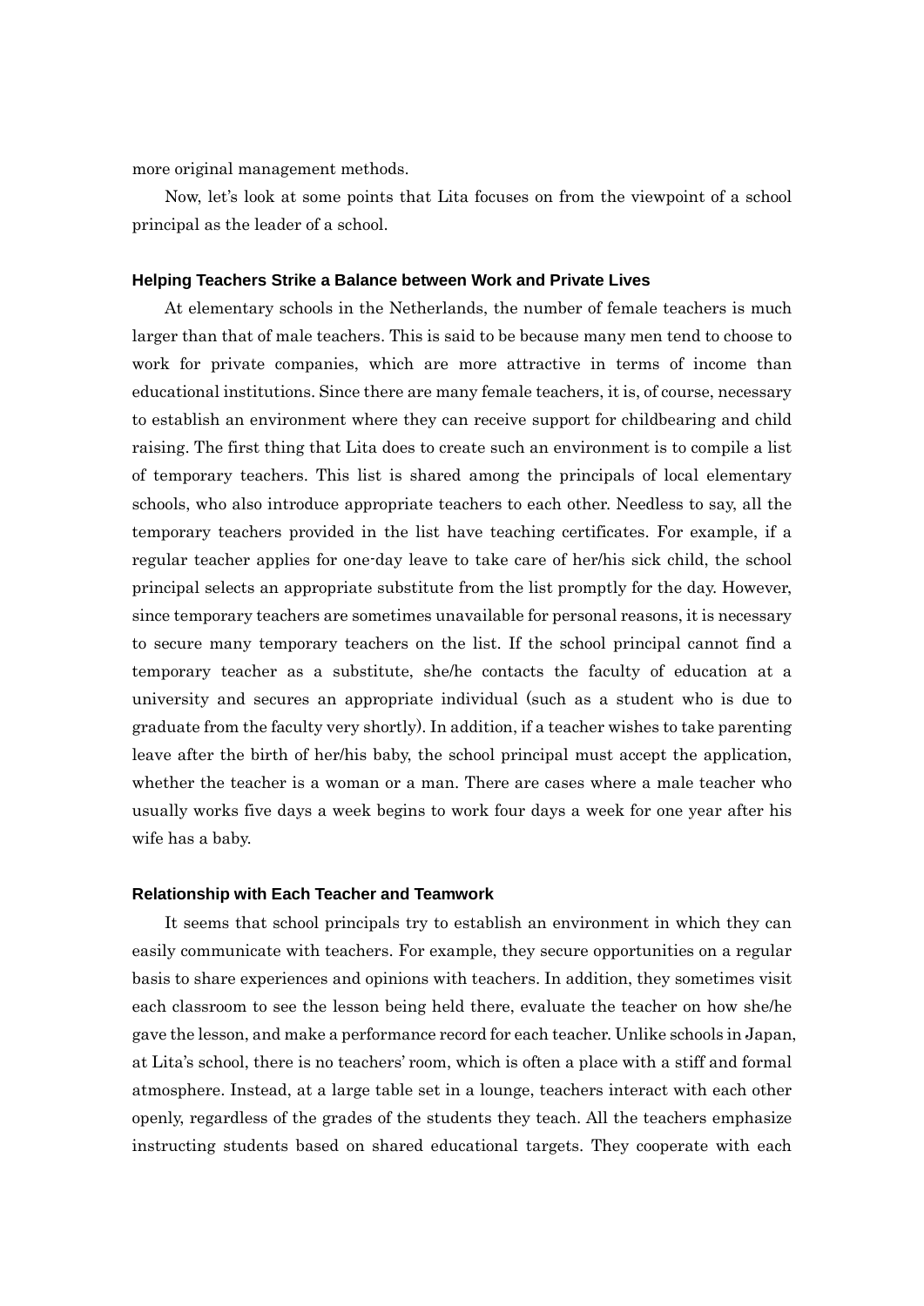more original management methods.

Now, let's look at some points that Lita focuses on from the viewpoint of a school principal as the leader of a school.

### Helping Teachers Strike a Balance between Work and Private Lives

At elementary schools in the Netherlands, the number of female teachers is much larger than that of male teachers. This is said to be because many men tend to choose to work for private companies, which are more attractive in terms of income than educational institutions. Since there are many female teachers, it is, of course, necessary to establish an environment where they can receive support for childbearing and child raising. The first thing that Lita does to create such an environment is to compile a list of temporary teachers. This list is shared among the principals of local elementary schools, who also introduce appropriate teachers to each other. Needless to say, all the temporary teachers provided in the list have teaching certificates. For example, if a regular teacher applies for one-day leave to take care of her/his sick child, the school principal selects an appropriate substitute from the list promptly for the day. However, since temporary teachers are sometimes unavailable for personal reasons, it is necessary to secure many temporary teachers on the list. If the school principal cannot find a temporary teacher as a substitute, she/he contacts the faculty of education at a university and secures an appropriate individual (such as a student who is due to graduate from the faculty very shortly). In addition, if a teacher wishes to take parenting leave after the birth of her/his baby, the school principal must accept the application, whether the teacher is a woman or a man. There are cases where a male teacher who usually works five days a week begins to work four days a week for one year after his wife has a baby.

### Relationship with Each Teacher and Teamwork

It seems that school principals try to establish an environment in which they can easily communicate with teachers. For example, they secure opportunities on a regular basis to share experiences and opinions with teachers. In addition, they sometimes visit each classroom to see the lesson being held there, evaluate the teacher on how she/he gave the lesson, and make a performance record for each teacher. Unlike schools in Japan, at Lita's school, there is no teachers' room, which is often a place with a stiff and formal atmosphere. Instead, at a large table set in a lounge, teachers interact with each other openly, regardless of the grades of the students they teach. All the teachers emphasize instructing students based on shared educational targets. They cooperate with each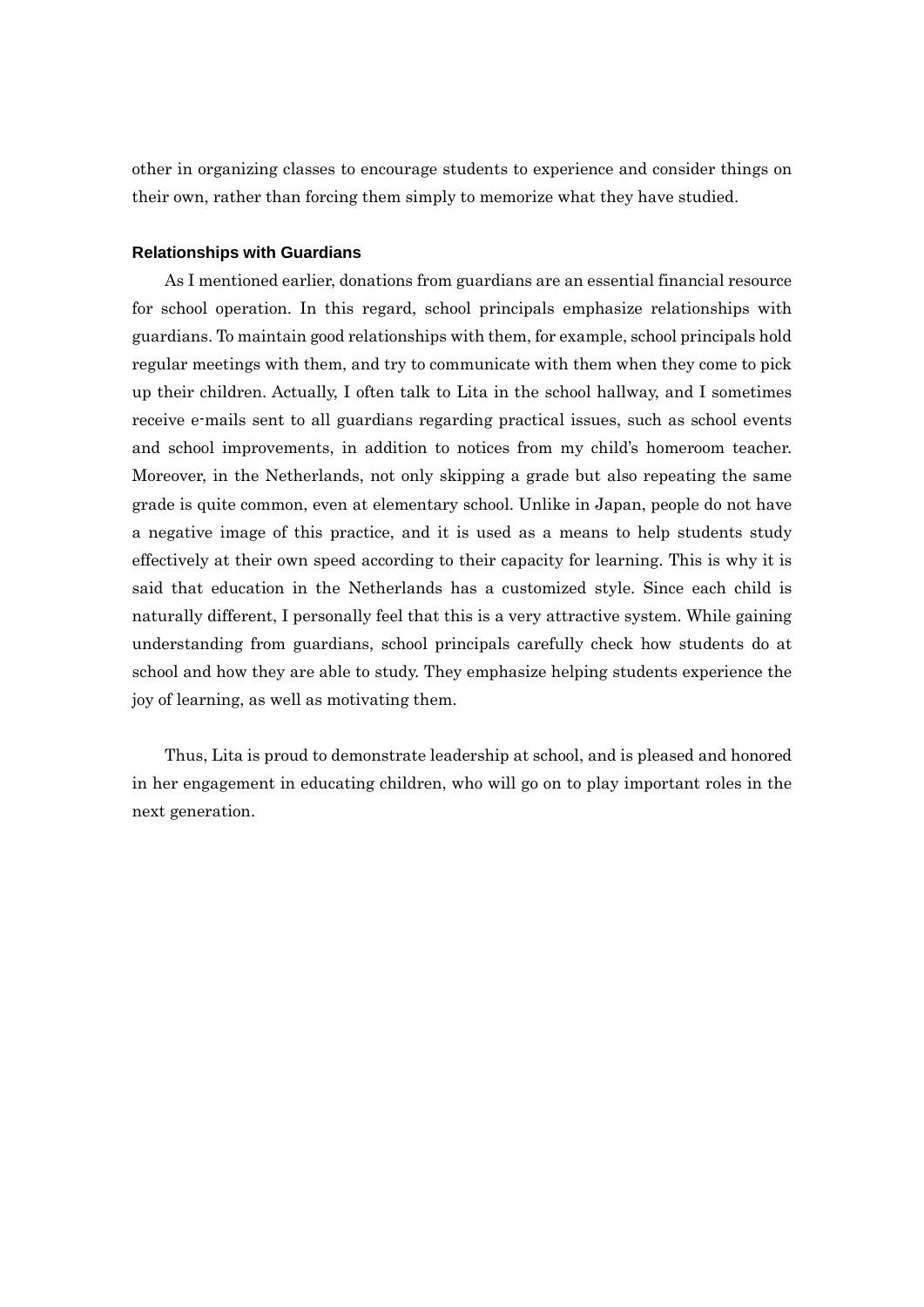other in organizing classes to encourage students to experience and consider things on their own, rather than forcing them simply to memorize what they have studied.

### Relationships with Guardians

As I mentioned earlier, donations from guardians are an essential financial resource for school operation. In this regard, school principals emphasize relationships with guardians. To maintain good relationships with them, for example, school principals hold regular meetings with them, and try to communicate with them when they come to pick up their children. Actually, I often talk to Lita in the school hallway, and I sometimes receive e-mails sent to all guardians regarding practical issues, such as school events and school improvements, in addition to notices from my child's homeroom teacher. Moreover, in the Netherlands, not only skipping a grade but also repeating the same grade is quite common, even at elementary school. Unlike in Japan, people do not have a negative image of this practice, and it is used as a means to help students study effectively at their own speed according to their capacity for learning. This is why it is said that education in the Netherlands has a customized style. Since each child is naturally different, I personally feel that this is a very attractive system. While gaining understanding from guardians, school principals carefully check how students do at school and how they are able to study. They emphasize helping students experience the joy of learning, as well as motivating them.

Thus, Lita is proud to demonstrate leadership at school, and is pleased and honored in her engagement in educating children, who will go on to play important roles in the next generation.